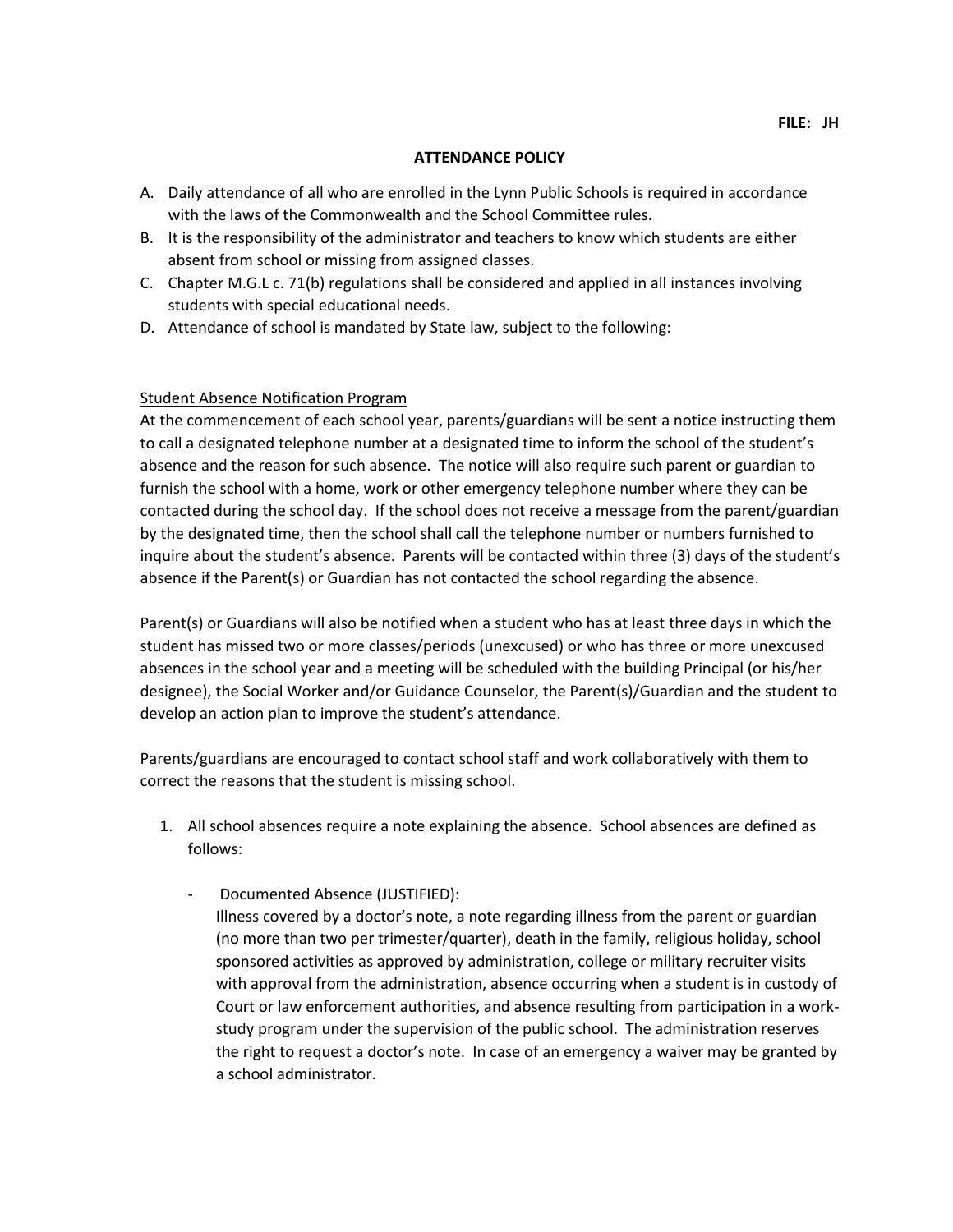**FILE: JH**

# ATTENDANCE POLICY

A. Daily attendance of all who are enrolled in the Lynn Public Schools is required in accordance with the laws of the Commonwealth and the School Committee rules.
B. It is the responsibility of the administrator and teachers to know which students are either absent from school or missing from assigned classes.
C. Chapter M.G.L c. 71(b) regulations shall be considered and applied in all instances involving students with special educational needs.
D. Attendance of school is mandated by State law, subject to the following:

<u>Student Absence Notification Program</u>

At the commencement of each school year, parents/guardians will be sent a notice instructing them to call a designated telephone number at a designated time to inform the school of the student's absence and the reason for such absence. The notice will also require such parent or guardian to furnish the school with a home, work or other emergency telephone number where they can be contacted during the school day. If the school does not receive a message from the parent/guardian by the designated time, then the school shall call the telephone number or numbers furnished to inquire about the student's absence. Parents will be contacted within three (3) days of the student's absence if the Parent(s) or Guardian has not contacted the school regarding the absence.

Parent(s) or Guardians will also be notified when a student who has at least three days in which the student has missed two or more classes/periods (unexcused) or who has three or more unexcused absences in the school year and a meeting will be scheduled with the building Principal (or his/her designee), the Social Worker and/or Guidance Counselor, the Parent(s)/Guardian and the student to develop an action plan to improve the student's attendance.

Parents/guardians are encouraged to contact school staff and work collaboratively with them to correct the reasons that the student is missing school.

1. All school absences require a note explaining the absence. School absences are defined as follows:

   - Documented Absence (JUSTIFIED):
     Illness covered by a doctor's note, a note regarding illness from the parent or guardian (no more than two per trimester/quarter), death in the family, religious holiday, school sponsored activities as approved by administration, college or military recruiter visits with approval from the administration, absence occurring when a student is in custody of Court or law enforcement authorities, and absence resulting from participation in a work-study program under the supervision of the public school. The administration reserves the right to request a doctor's note. In case of an emergency a waiver may be granted by a school administrator.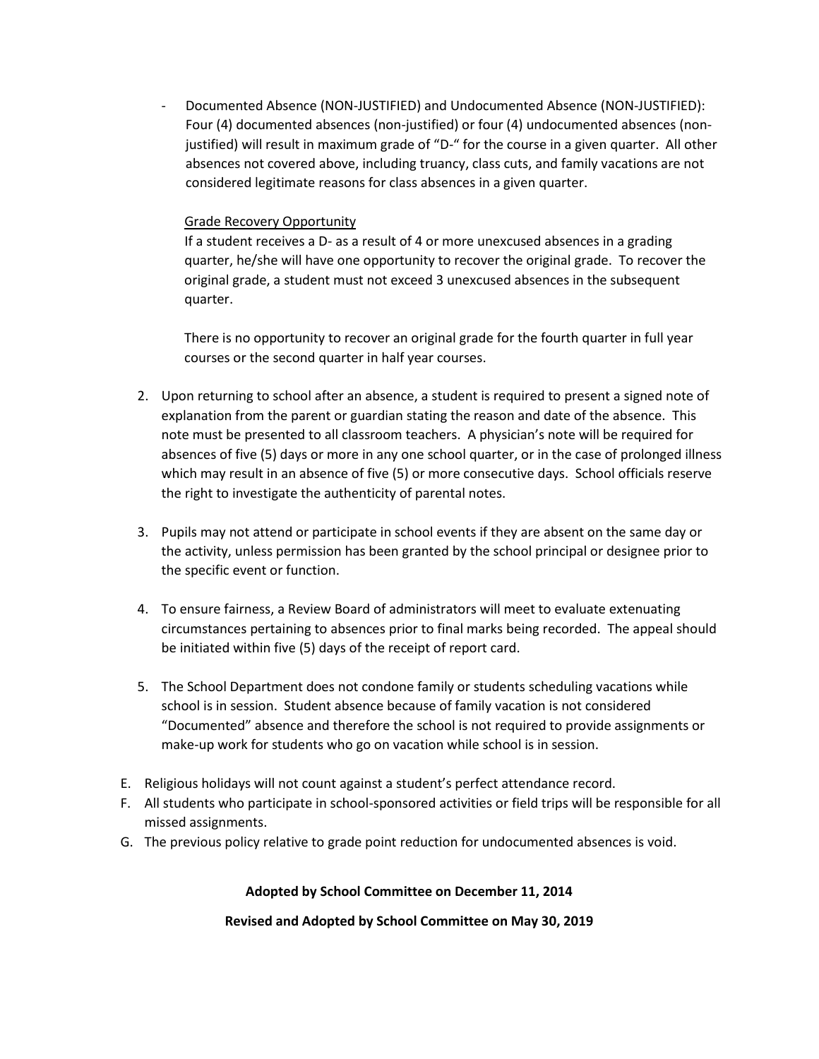- Documented Absence (NON-JUSTIFIED) and Undocumented Absence (NON-JUSTIFIED): Four (4) documented absences (non-justified) or four (4) undocumented absences (non-justified) will result in maximum grade of "D-" for the course in a given quarter. All other absences not covered above, including truancy, class cuts, and family vacations are not considered legitimate reasons for class absences in a given quarter.

  Grade Recovery Opportunity

  If a student receives a D- as a result of 4 or more unexcused absences in a grading quarter, he/she will have one opportunity to recover the original grade. To recover the original grade, a student must not exceed 3 unexcused absences in the subsequent quarter.

  There is no opportunity to recover an original grade for the fourth quarter in full year courses or the second quarter in half year courses.

2. Upon returning to school after an absence, a student is required to present a signed note of explanation from the parent or guardian stating the reason and date of the absence. This note must be presented to all classroom teachers. A physician's note will be required for absences of five (5) days or more in any one school quarter, or in the case of prolonged illness which may result in an absence of five (5) or more consecutive days. School officials reserve the right to investigate the authenticity of parental notes.

3. Pupils may not attend or participate in school events if they are absent on the same day or the activity, unless permission has been granted by the school principal or designee prior to the specific event or function.

4. To ensure fairness, a Review Board of administrators will meet to evaluate extenuating circumstances pertaining to absences prior to final marks being recorded. The appeal should be initiated within five (5) days of the receipt of report card.

5. The School Department does not condone family or students scheduling vacations while school is in session. Student absence because of family vacation is not considered "Documented" absence and therefore the school is not required to provide assignments or make-up work for students who go on vacation while school is in session.

E. Religious holidays will not count against a student's perfect attendance record.
F. All students who participate in school-sponsored activities or field trips will be responsible for all missed assignments.
G. The previous policy relative to grade point reduction for undocumented absences is void.

**Adopted by School Committee on December 11, 2014**

**Revised and Adopted by School Committee on May 30, 2019**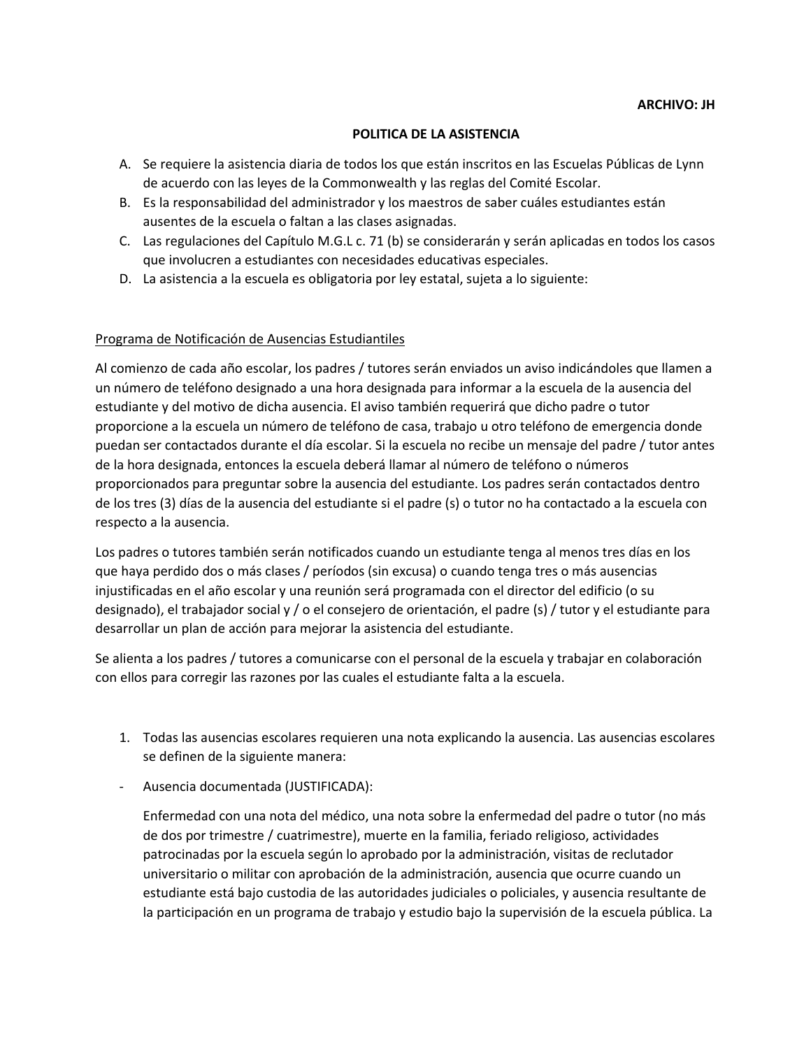**ARCHIVO: JH**

**POLITICA DE LA ASISTENCIA**

A. Se requiere la asistencia diaria de todos los que están inscritos en las Escuelas Públicas de Lynn de acuerdo con las leyes de la Commonwealth y las reglas del Comité Escolar.
B. Es la responsabilidad del administrador y los maestros de saber cuáles estudiantes están ausentes de la escuela o faltan a las clases asignadas.
C. Las regulaciones del Capítulo M.G.L c. 71 (b) se considerarán y serán aplicadas en todos los casos que involucren a estudiantes con necesidades educativas especiales.
D. La asistencia a la escuela es obligatoria por ley estatal, sujeta a lo siguiente:

<u>Programa de Notificación de Ausencias Estudiantiles</u>

Al comienzo de cada año escolar, los padres / tutores serán enviados un aviso indicándoles que llamen a un número de teléfono designado a una hora designada para informar a la escuela de la ausencia del estudiante y del motivo de dicha ausencia. El aviso también requerirá que dicho padre o tutor proporcione a la escuela un número de teléfono de casa, trabajo u otro teléfono de emergencia donde puedan ser contactados durante el día escolar. Si la escuela no recibe un mensaje del padre / tutor antes de la hora designada, entonces la escuela deberá llamar al número de teléfono o números proporcionados para preguntar sobre la ausencia del estudiante. Los padres serán contactados dentro de los tres (3) días de la ausencia del estudiante si el padre (s) o tutor no ha contactado a la escuela con respecto a la ausencia.

Los padres o tutores también serán notificados cuando un estudiante tenga al menos tres días en los que haya perdido dos o más clases / períodos (sin excusa) o cuando tenga tres o más ausencias injustificadas en el año escolar y una reunión será programada con el director del edificio (o su designado), el trabajador social y / o el consejero de orientación, el padre (s) / tutor y el estudiante para desarrollar un plan de acción para mejorar la asistencia del estudiante.

Se alienta a los padres / tutores a comunicarse con el personal de la escuela y trabajar en colaboración con ellos para corregir las razones por las cuales el estudiante falta a la escuela.

1. Todas las ausencias escolares requieren una nota explicando la ausencia. Las ausencias escolares se definen de la siguiente manera:

- Ausencia documentada (JUSTIFICADA):

  Enfermedad con una nota del médico, una nota sobre la enfermedad del padre o tutor (no más de dos por trimestre / cuatrimestre), muerte en la familia, feriado religioso, actividades patrocinadas por la escuela según lo aprobado por la administración, visitas de reclutador universitario o militar con aprobación de la administración, ausencia que ocurre cuando un estudiante está bajo custodia de las autoridades judiciales o policiales, y ausencia resultante de la participación en un programa de trabajo y estudio bajo la supervisión de la escuela pública. La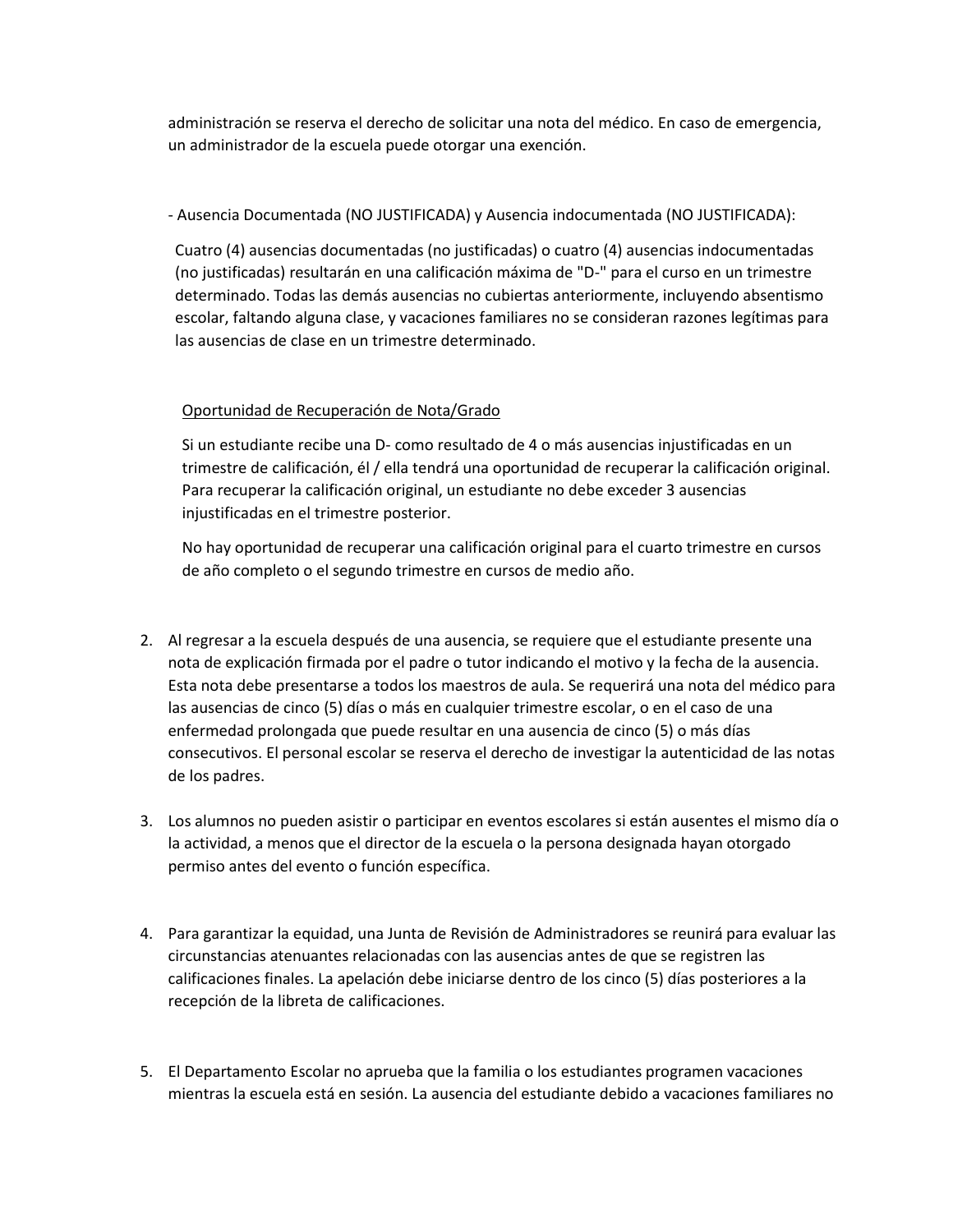administración se reserva el derecho de solicitar una nota del médico. En caso de emergencia, un administrador de la escuela puede otorgar una exención.

- Ausencia Documentada (NO JUSTIFICADA) y Ausencia indocumentada (NO JUSTIFICADA):

Cuatro (4) ausencias documentadas (no justificadas) o cuatro (4) ausencias indocumentadas (no justificadas) resultarán en una calificación máxima de "D-" para el curso en un trimestre determinado. Todas las demás ausencias no cubiertas anteriormente, incluyendo absentismo escolar, faltando alguna clase, y vacaciones familiares no se consideran razones legítimas para las ausencias de clase en un trimestre determinado.

<u>Oportunidad de Recuperación de Nota/Grado</u>

Si un estudiante recibe una D- como resultado de 4 o más ausencias injustificadas en un trimestre de calificación, él / ella tendrá una oportunidad de recuperar la calificación original. Para recuperar la calificación original, un estudiante no debe exceder 3 ausencias injustificadas en el trimestre posterior.

No hay oportunidad de recuperar una calificación original para el cuarto trimestre en cursos de año completo o el segundo trimestre en cursos de medio año.

2. Al regresar a la escuela después de una ausencia, se requiere que el estudiante presente una nota de explicación firmada por el padre o tutor indicando el motivo y la fecha de la ausencia. Esta nota debe presentarse a todos los maestros de aula. Se requerirá una nota del médico para las ausencias de cinco (5) días o más en cualquier trimestre escolar, o en el caso de una enfermedad prolongada que puede resultar en una ausencia de cinco (5) o más días consecutivos. El personal escolar se reserva el derecho de investigar la autenticidad de las notas de los padres.

3. Los alumnos no pueden asistir o participar en eventos escolares si están ausentes el mismo día o la actividad, a menos que el director de la escuela o la persona designada hayan otorgado permiso antes del evento o función específica.

4. Para garantizar la equidad, una Junta de Revisión de Administradores se reunirá para evaluar las circunstancias atenuantes relacionadas con las ausencias antes de que se registren las calificaciones finales. La apelación debe iniciarse dentro de los cinco (5) días posteriores a la recepción de la libreta de calificaciones.

5. El Departamento Escolar no aprueba que la familia o los estudiantes programen vacaciones mientras la escuela está en sesión. La ausencia del estudiante debido a vacaciones familiares no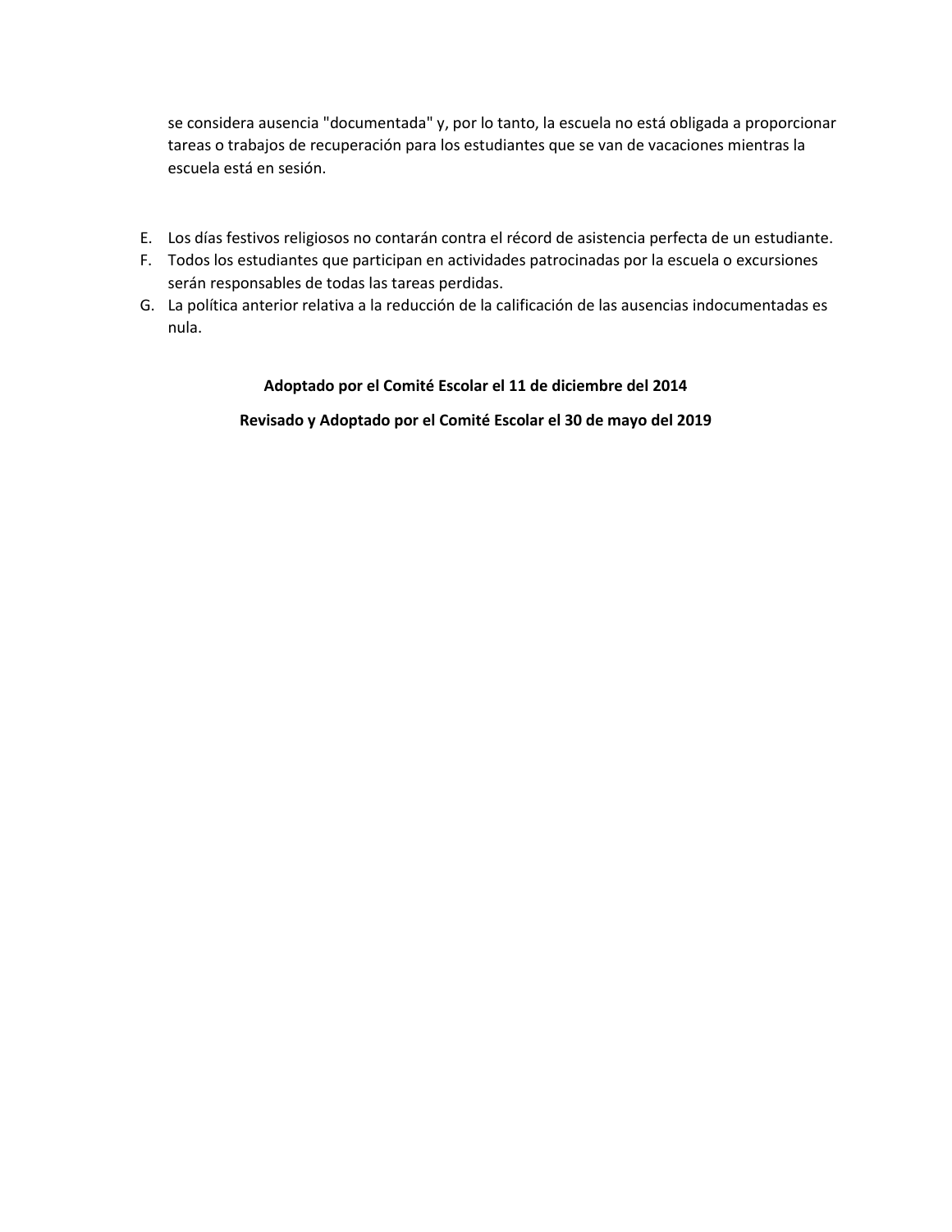se considera ausencia "documentada" y, por lo tanto, la escuela no está obligada a proporcionar tareas o trabajos de recuperación para los estudiantes que se van de vacaciones mientras la escuela está en sesión.

E. Los días festivos religiosos no contarán contra el récord de asistencia perfecta de un estudiante.
F. Todos los estudiantes que participan en actividades patrocinadas por la escuela o excursiones serán responsables de todas las tareas perdidas.
G. La política anterior relativa a la reducción de la calificación de las ausencias indocumentadas es nula.

**Adoptado por el Comité Escolar el 11 de diciembre del 2014**

**Revisado y Adoptado por el Comité Escolar el 30 de mayo del 2019**